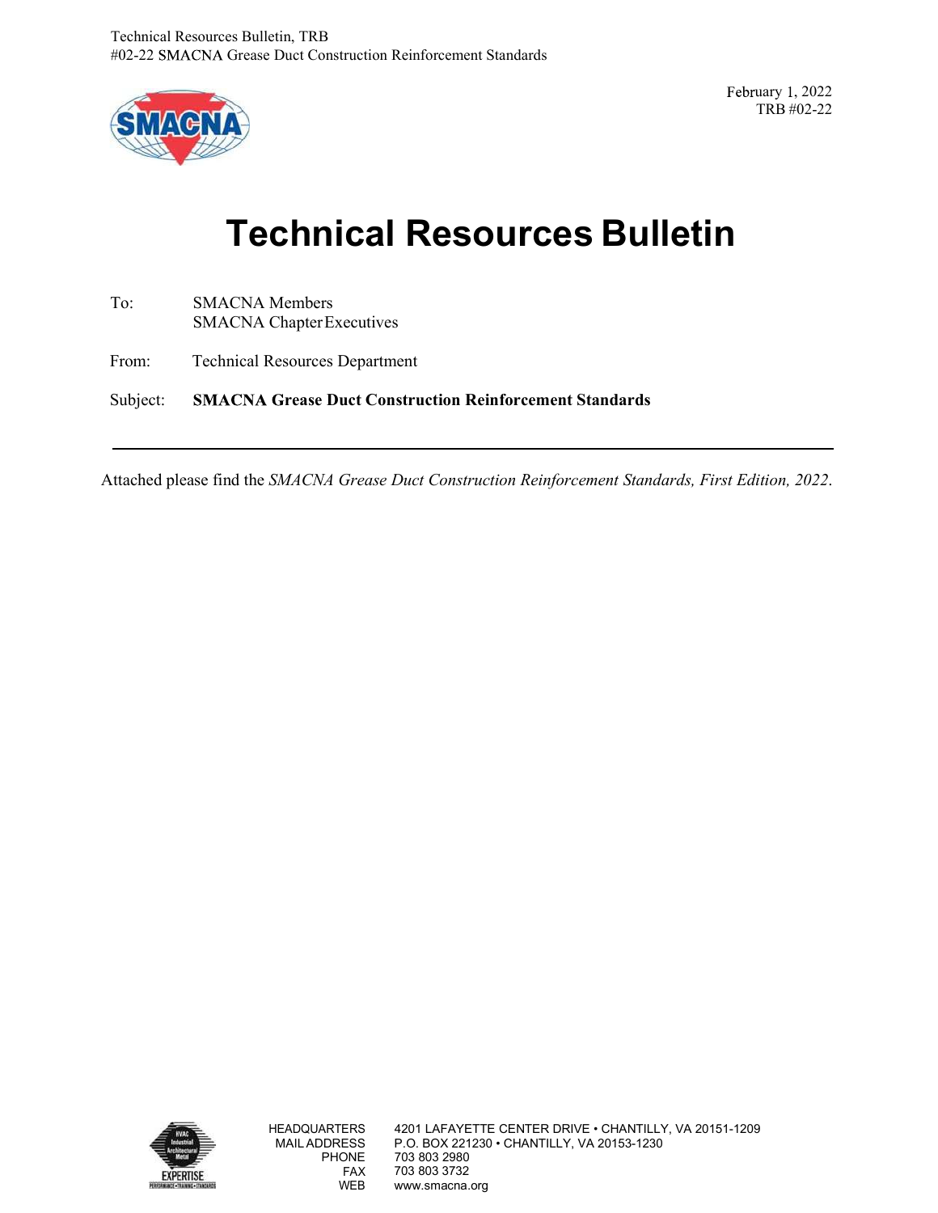February 1, 2022
TRB #02-22

# Technical Resources Bulletin

To: SMACNA Members
SMACNA Chapter Executives

From: Technical Resources Department

Subject: **SMACNA Grease Duct Construction Reinforcement Standards**

---

Attached please find the *SMACNA Grease Duct Construction Reinforcement Standards, First Edition, 2022*.

HEADQUARTERS 4201 LAFAYETTE CENTER DRIVE • CHANTILLY, VA 20151-1209
MAIL ADDRESS P.O. BOX 221230 • CHANTILLY, VA 20153-1230
PHONE 703 803 2980
FAX 703 803 3732
WEB www.smacna.org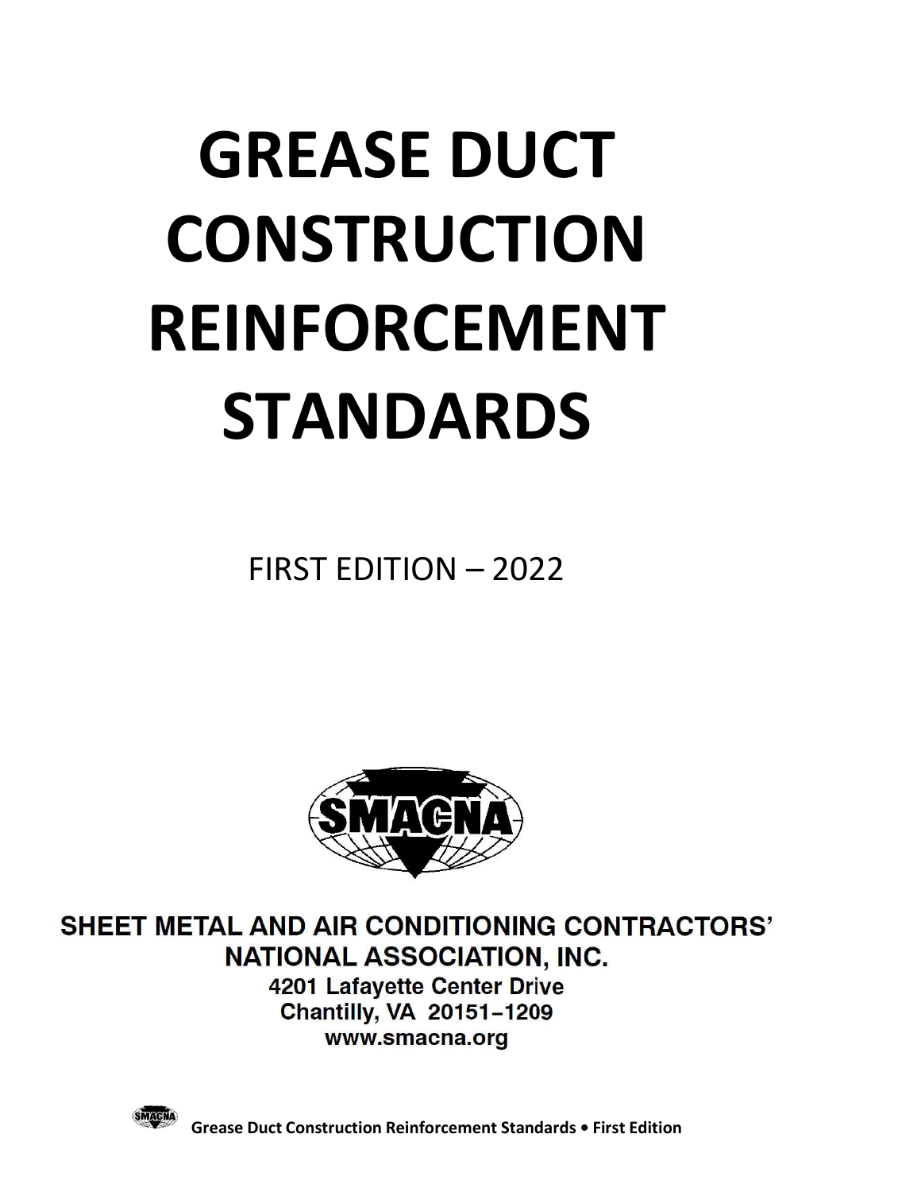# GREASE DUCT CONSTRUCTION REINFORCEMENT STANDARDS

FIRST EDITION – 2022

SHEET METAL AND AIR CONDITIONING CONTRACTORS' NATIONAL ASSOCIATION, INC.

4201 Lafayette Center Drive
Chantilly, VA 20151–1209
www.smacna.org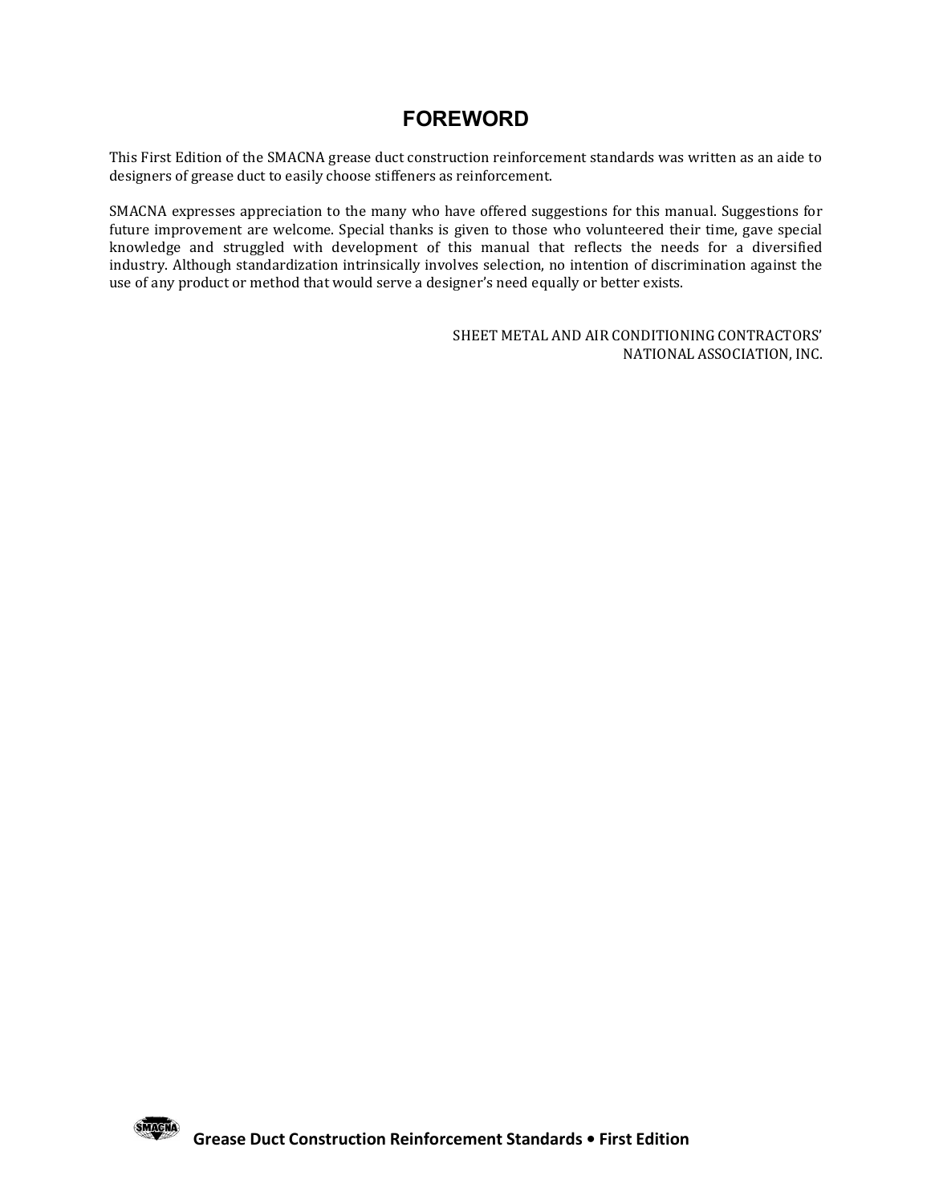# FOREWORD

This First Edition of the SMACNA grease duct construction reinforcement standards was written as an aide to designers of grease duct to easily choose stiffeners as reinforcement.

SMACNA expresses appreciation to the many who have offered suggestions for this manual. Suggestions for future improvement are welcome. Special thanks is given to those who volunteered their time, gave special knowledge and struggled with development of this manual that reflects the needs for a diversified industry. Although standardization intrinsically involves selection, no intention of discrimination against the use of any product or method that would serve a designer's need equally or better exists.

SHEET METAL AND AIR CONDITIONING CONTRACTORS'
NATIONAL ASSOCIATION, INC.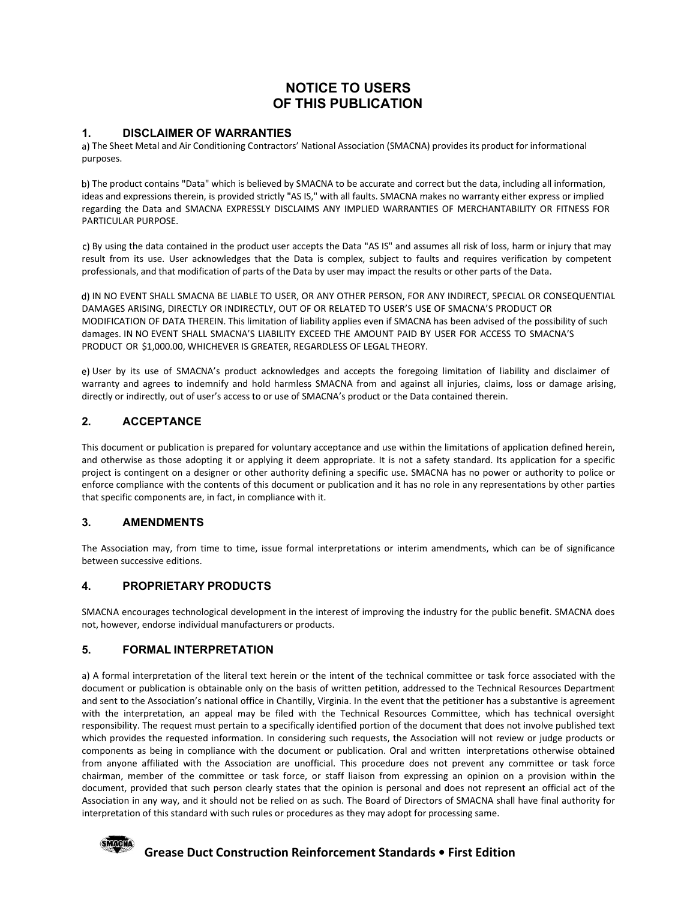# NOTICE TO USERS OF THIS PUBLICATION

## 1. DISCLAIMER OF WARRANTIES

a) The Sheet Metal and Air Conditioning Contractors' National Association (SMACNA) provides its product for informational purposes.

b) The product contains "Data" which is believed by SMACNA to be accurate and correct but the data, including all information, ideas and expressions therein, is provided strictly "AS IS," with all faults. SMACNA makes no warranty either express or implied regarding the Data and SMACNA EXPRESSLY DISCLAIMS ANY IMPLIED WARRANTIES OF MERCHANTABILITY OR FITNESS FOR PARTICULAR PURPOSE.

c) By using the data contained in the product user accepts the Data "AS IS" and assumes all risk of loss, harm or injury that may result from its use. User acknowledges that the Data is complex, subject to faults and requires verification by competent professionals, and that modification of parts of the Data by user may impact the results or other parts of the Data.

d) IN NO EVENT SHALL SMACNA BE LIABLE TO USER, OR ANY OTHER PERSON, FOR ANY INDIRECT, SPECIAL OR CONSEQUENTIAL DAMAGES ARISING, DIRECTLY OR INDIRECTLY, OUT OF OR RELATED TO USER'S USE OF SMACNA'S PRODUCT OR MODIFICATION OF DATA THEREIN. This limitation of liability applies even if SMACNA has been advised of the possibility of such damages. IN NO EVENT SHALL SMACNA'S LIABILITY EXCEED THE AMOUNT PAID BY USER FOR ACCESS TO SMACNA'S PRODUCT OR $1,000.00, WHICHEVER IS GREATER, REGARDLESS OF LEGAL THEORY.

e) User by its use of SMACNA's product acknowledges and accepts the foregoing limitation of liability and disclaimer of warranty and agrees to indemnify and hold harmless SMACNA from and against all injuries, claims, loss or damage arising, directly or indirectly, out of user's access to or use of SMACNA's product or the Data contained therein.

## 2. ACCEPTANCE

This document or publication is prepared for voluntary acceptance and use within the limitations of application defined herein, and otherwise as those adopting it or applying it deem appropriate. It is not a safety standard. Its application for a specific project is contingent on a designer or other authority defining a specific use. SMACNA has no power or authority to police or enforce compliance with the contents of this document or publication and it has no role in any representations by other parties that specific components are, in fact, in compliance with it.

## 3. AMENDMENTS

The Association may, from time to time, issue formal interpretations or interim amendments, which can be of significance between successive editions.

## 4. PROPRIETARY PRODUCTS

SMACNA encourages technological development in the interest of improving the industry for the public benefit. SMACNA does not, however, endorse individual manufacturers or products.

## 5. FORMAL INTERPRETATION

a) A formal interpretation of the literal text herein or the intent of the technical committee or task force associated with the document or publication is obtainable only on the basis of written petition, addressed to the Technical Resources Department and sent to the Association's national office in Chantilly, Virginia. In the event that the petitioner has a substantive is agreement with the interpretation, an appeal may be filed with the Technical Resources Committee, which has technical oversight responsibility. The request must pertain to a specifically identified portion of the document that does not involve published text which provides the requested information. In considering such requests, the Association will not review or judge products or components as being in compliance with the document or publication. Oral and written interpretations otherwise obtained from anyone affiliated with the Association are unofficial. This procedure does not prevent any committee or task force chairman, member of the committee or task force, or staff liaison from expressing an opinion on a provision within the document, provided that such person clearly states that the opinion is personal and does not represent an official act of the Association in any way, and it should not be relied on as such. The Board of Directors of SMACNA shall have final authority for interpretation of this standard with such rules or procedures as they may adopt for processing same.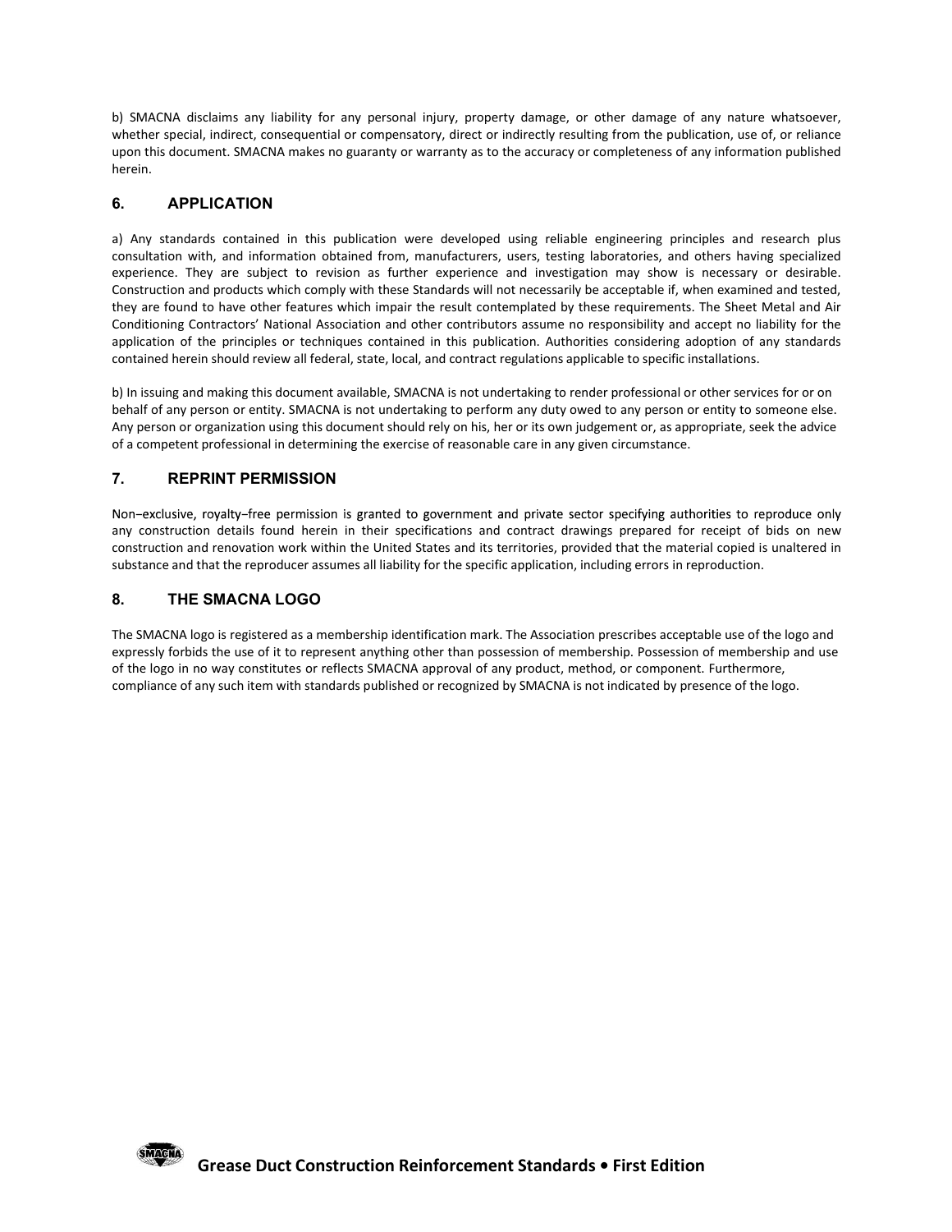b) SMACNA disclaims any liability for any personal injury, property damage, or other damage of any nature whatsoever, whether special, indirect, consequential or compensatory, direct or indirectly resulting from the publication, use of, or reliance upon this document. SMACNA makes no guaranty or warranty as to the accuracy or completeness of any information published herein.

## 6. APPLICATION

a) Any standards contained in this publication were developed using reliable engineering principles and research plus consultation with, and information obtained from, manufacturers, users, testing laboratories, and others having specialized experience. They are subject to revision as further experience and investigation may show is necessary or desirable. Construction and products which comply with these Standards will not necessarily be acceptable if, when examined and tested, they are found to have other features which impair the result contemplated by these requirements. The Sheet Metal and Air Conditioning Contractors' National Association and other contributors assume no responsibility and accept no liability for the application of the principles or techniques contained in this publication. Authorities considering adoption of any standards contained herein should review all federal, state, local, and contract regulations applicable to specific installations.

b) In issuing and making this document available, SMACNA is not undertaking to render professional or other services for or on behalf of any person or entity. SMACNA is not undertaking to perform any duty owed to any person or entity to someone else. Any person or organization using this document should rely on his, her or its own judgement or, as appropriate, seek the advice of a competent professional in determining the exercise of reasonable care in any given circumstance.

## 7. REPRINT PERMISSION

Non–exclusive, royalty–free permission is granted to government and private sector specifying authorities to reproduce only any construction details found herein in their specifications and contract drawings prepared for receipt of bids on new construction and renovation work within the United States and its territories, provided that the material copied is unaltered in substance and that the reproducer assumes all liability for the specific application, including errors in reproduction.

## 8. THE SMACNA LOGO

The SMACNA logo is registered as a membership identification mark. The Association prescribes acceptable use of the logo and expressly forbids the use of it to represent anything other than possession of membership. Possession of membership and use of the logo in no way constitutes or reflects SMACNA approval of any product, method, or component. Furthermore, compliance of any such item with standards published or recognized by SMACNA is not indicated by presence of the logo.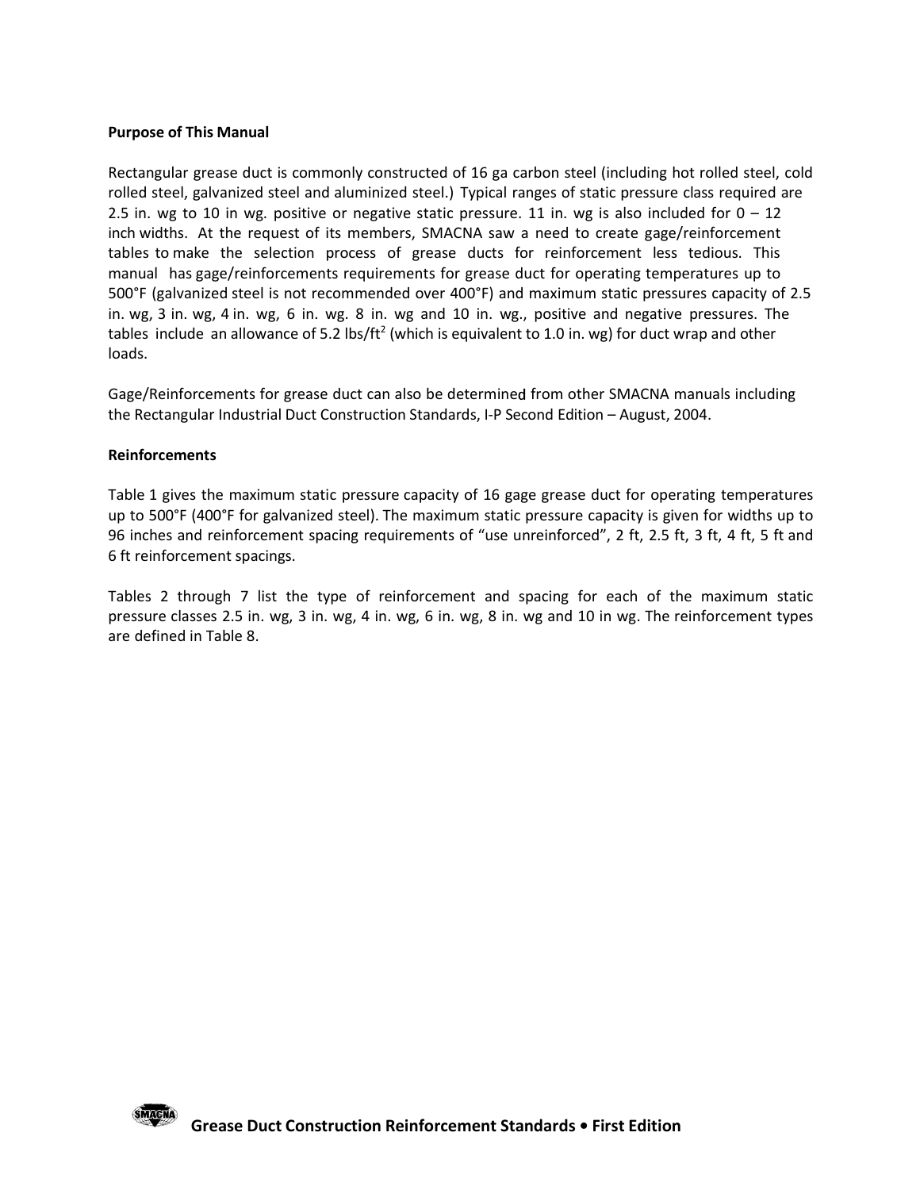**Purpose of This Manual**

Rectangular grease duct is commonly constructed of 16 ga carbon steel (including hot rolled steel, cold rolled steel, galvanized steel and aluminized steel.) Typical ranges of static pressure class required are 2.5 in. wg to 10 in wg. positive or negative static pressure. 11 in. wg is also included for 0 – 12 inch widths. At the request of its members, SMACNA saw a need to create gage/reinforcement tables to make the selection process of grease ducts for reinforcement less tedious. This manual has gage/reinforcements requirements for grease duct for operating temperatures up to 500°F (galvanized steel is not recommended over 400°F) and maximum static pressures capacity of 2.5 in. wg, 3 in. wg, 4 in. wg, 6 in. wg. 8 in. wg and 10 in. wg., positive and negative pressures. The tables include an allowance of 5.2 lbs/ft$^2$ (which is equivalent to 1.0 in. wg) for duct wrap and other loads.

Gage/Reinforcements for grease duct can also be determined from other SMACNA manuals including the Rectangular Industrial Duct Construction Standards, I-P Second Edition – August, 2004.

**Reinforcements**

Table 1 gives the maximum static pressure capacity of 16 gage grease duct for operating temperatures up to 500°F (400°F for galvanized steel). The maximum static pressure capacity is given for widths up to 96 inches and reinforcement spacing requirements of "use unreinforced", 2 ft, 2.5 ft, 3 ft, 4 ft, 5 ft and 6 ft reinforcement spacings.

Tables 2 through 7 list the type of reinforcement and spacing for each of the maximum static pressure classes 2.5 in. wg, 3 in. wg, 4 in. wg, 6 in. wg, 8 in. wg and 10 in wg. The reinforcement types are defined in Table 8.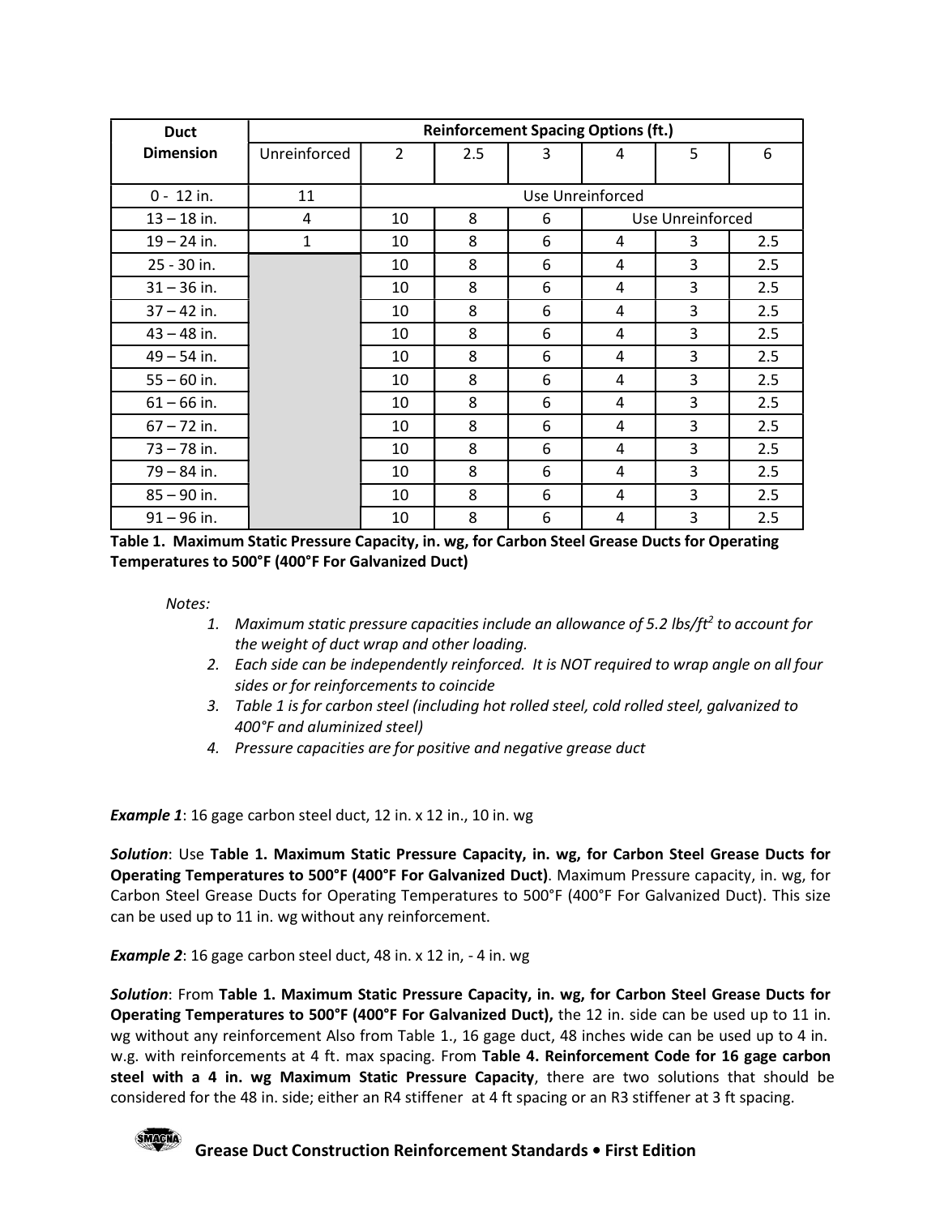| Duct Dimension | Reinforcement Spacing Options (ft.) | | | | | | |
|---|---|---|---|---|---|---|---|
| | Unreinforced | 2 | 2.5 | 3 | 4 | 5 | 6 |
| 0 - 12 in. | 11 | Use Unreinforced | | | | | |
| 13 – 18 in. | 4 | 10 | 8 | 6 | Use Unreinforced | | |
| 19 – 24 in. | 1 | 10 | 8 | 6 | 4 | 3 | 2.5 |
| 25 - 30 in. | | 10 | 8 | 6 | 4 | 3 | 2.5 |
| 31 – 36 in. | | 10 | 8 | 6 | 4 | 3 | 2.5 |
| 37 – 42 in. | | 10 | 8 | 6 | 4 | 3 | 2.5 |
| 43 – 48 in. | | 10 | 8 | 6 | 4 | 3 | 2.5 |
| 49 – 54 in. | | 10 | 8 | 6 | 4 | 3 | 2.5 |
| 55 – 60 in. | | 10 | 8 | 6 | 4 | 3 | 2.5 |
| 61 – 66 in. | | 10 | 8 | 6 | 4 | 3 | 2.5 |
| 67 – 72 in. | | 10 | 8 | 6 | 4 | 3 | 2.5 |
| 73 – 78 in. | | 10 | 8 | 6 | 4 | 3 | 2.5 |
| 79 – 84 in. | | 10 | 8 | 6 | 4 | 3 | 2.5 |
| 85 – 90 in. | | 10 | 8 | 6 | 4 | 3 | 2.5 |
| 91 – 96 in. | | 10 | 8 | 6 | 4 | 3 | 2.5 |

**Table 1. Maximum Static Pressure Capacity, in. wg, for Carbon Steel Grease Ducts for Operating Temperatures to 500°F (400°F For Galvanized Duct)**

*Notes:*

1. *Maximum static pressure capacities include an allowance of 5.2 lbs/ft$^2$ to account for the weight of duct wrap and other loading.*
2. *Each side can be independently reinforced. It is NOT required to wrap angle on all four sides or for reinforcements to coincide*
3. *Table 1 is for carbon steel (including hot rolled steel, cold rolled steel, galvanized to 400°F and aluminized steel)*
4. *Pressure capacities are for positive and negative grease duct*

***Example 1***: 16 gage carbon steel duct, 12 in. x 12 in., 10 in. wg

***Solution***: Use **Table 1. Maximum Static Pressure Capacity, in. wg, for Carbon Steel Grease Ducts for Operating Temperatures to 500°F (400°F For Galvanized Duct)**. Maximum Pressure capacity, in. wg, for Carbon Steel Grease Ducts for Operating Temperatures to 500°F (400°F For Galvanized Duct). This size can be used up to 11 in. wg without any reinforcement.

***Example 2***: 16 gage carbon steel duct, 48 in. x 12 in, - 4 in. wg

***Solution***: From **Table 1. Maximum Static Pressure Capacity, in. wg, for Carbon Steel Grease Ducts for Operating Temperatures to 500°F (400°F For Galvanized Duct),** the 12 in. side can be used up to 11 in. wg without any reinforcement Also from Table 1., 16 gage duct, 48 inches wide can be used up to 4 in. w.g. with reinforcements at 4 ft. max spacing. From **Table 4. Reinforcement Code for 16 gage carbon steel with a 4 in. wg Maximum Static Pressure Capacity**, there are two solutions that should be considered for the 48 in. side; either an R4 stiffener at 4 ft spacing or an R3 stiffener at 3 ft spacing.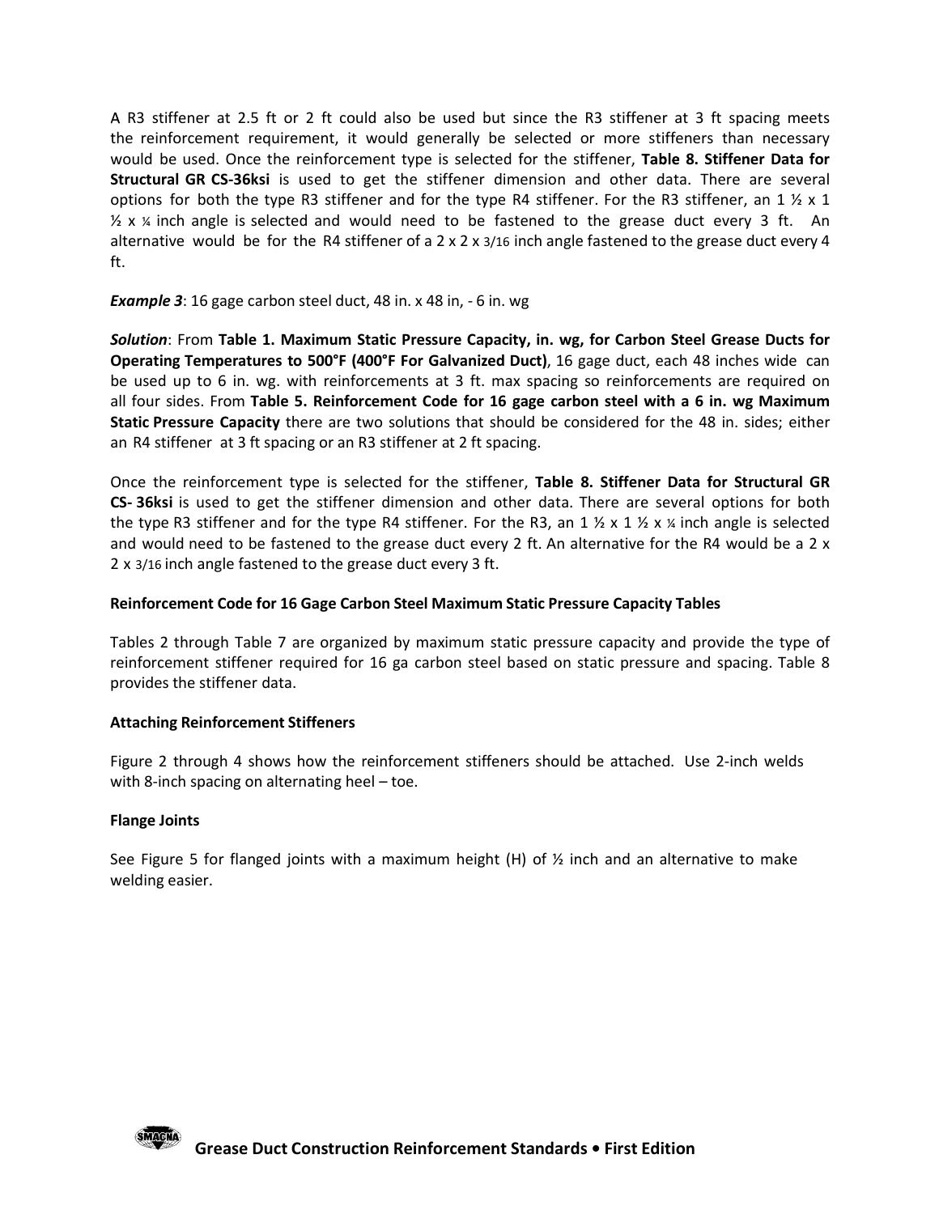A R3 stiffener at 2.5 ft or 2 ft could also be used but since the R3 stiffener at 3 ft spacing meets the reinforcement requirement, it would generally be selected or more stiffeners than necessary would be used. Once the reinforcement type is selected for the stiffener, **Table 8. Stiffener Data for Structural GR CS-36ksi** is used to get the stiffener dimension and other data. There are several options for both the type R3 stiffener and for the type R4 stiffener. For the R3 stiffener, an 1 ½ x 1 ½ x ¼ inch angle is selected and would need to be fastened to the grease duct every 3 ft. An alternative would be for the R4 stiffener of a 2 x 2 x 3/16 inch angle fastened to the grease duct every 4 ft.

***Example 3***: 16 gage carbon steel duct, 48 in. x 48 in, - 6 in. wg

***Solution***: From **Table 1. Maximum Static Pressure Capacity, in. wg, for Carbon Steel Grease Ducts for Operating Temperatures to 500°F (400°F For Galvanized Duct)**, 16 gage duct, each 48 inches wide can be used up to 6 in. wg. with reinforcements at 3 ft. max spacing so reinforcements are required on all four sides. From **Table 5. Reinforcement Code for 16 gage carbon steel with a 6 in. wg Maximum Static Pressure Capacity** there are two solutions that should be considered for the 48 in. sides; either an R4 stiffener at 3 ft spacing or an R3 stiffener at 2 ft spacing.

Once the reinforcement type is selected for the stiffener, **Table 8. Stiffener Data for Structural GR CS- 36ksi** is used to get the stiffener dimension and other data. There are several options for both the type R3 stiffener and for the type R4 stiffener. For the R3, an 1 ½ x 1 ½ x ¼ inch angle is selected and would need to be fastened to the grease duct every 2 ft. An alternative for the R4 would be a 2 x 2 x 3/16 inch angle fastened to the grease duct every 3 ft.

**Reinforcement Code for 16 Gage Carbon Steel Maximum Static Pressure Capacity Tables**

Tables 2 through Table 7 are organized by maximum static pressure capacity and provide the type of reinforcement stiffener required for 16 ga carbon steel based on static pressure and spacing. Table 8 provides the stiffener data.

**Attaching Reinforcement Stiffeners**

Figure 2 through 4 shows how the reinforcement stiffeners should be attached. Use 2-inch welds with 8-inch spacing on alternating heel – toe.

**Flange Joints**

See Figure 5 for flanged joints with a maximum height (H) of ½ inch and an alternative to make welding easier.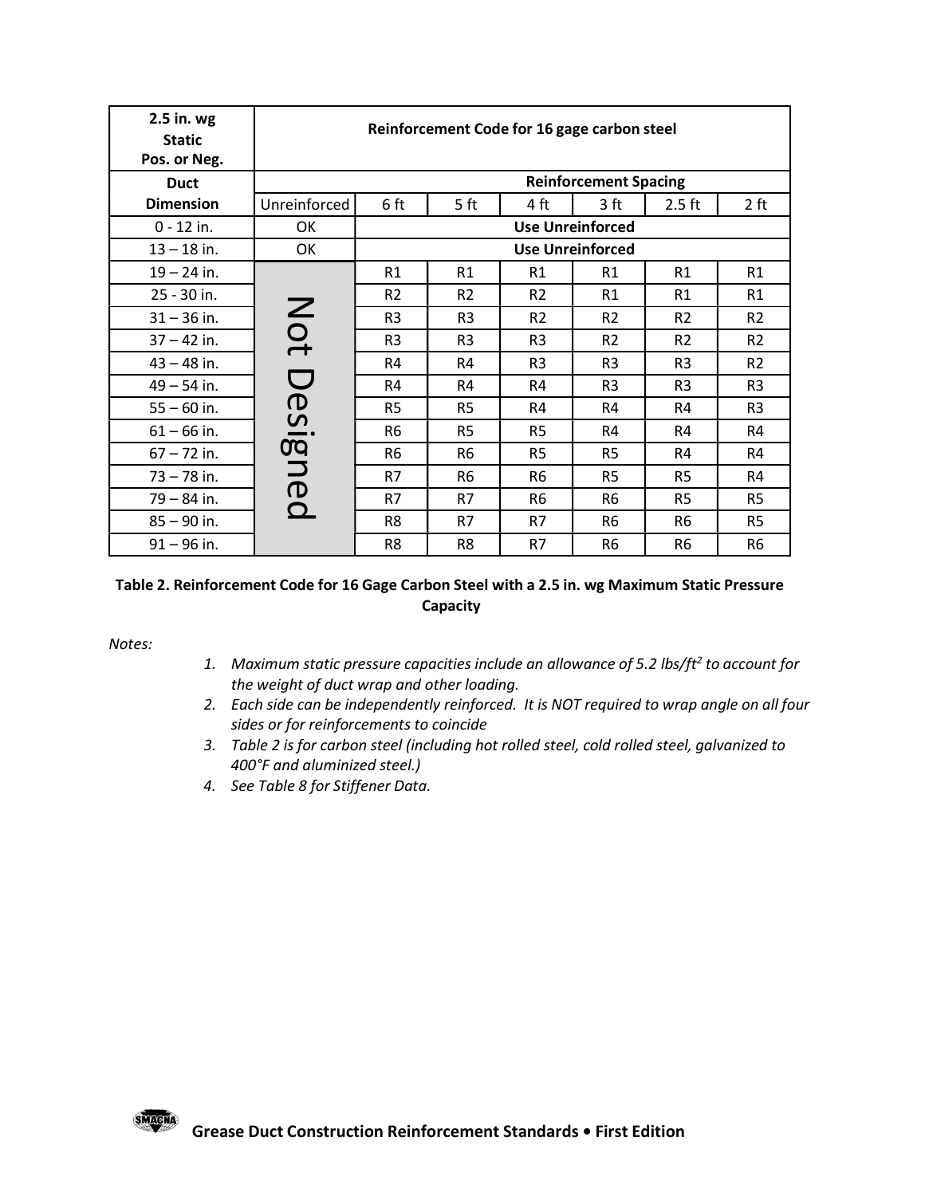| 2.5 in. wg Static Pos. or Neg. | Reinforcement Code for 16 gage carbon steel | | | | | | |
|---|---|---|---|---|---|---|---|
| Duct Dimension | | Reinforcement Spacing | | | | | |
| | Unreinforced | 6 ft | 5 ft | 4 ft | 3 ft | 2.5 ft | 2 ft |
| 0 - 12 in. | OK | Use Unreinforced | | | | | |
| 13 – 18 in. | OK | Use Unreinforced | | | | | |
| 19 – 24 in. | Not Designed | R1 | R1 | R1 | R1 | R1 | R1 |
| 25 - 30 in. | Not Designed | R2 | R2 | R2 | R1 | R1 | R1 |
| 31 – 36 in. | Not Designed | R3 | R3 | R2 | R2 | R2 | R2 |
| 37 – 42 in. | Not Designed | R3 | R3 | R3 | R2 | R2 | R2 |
| 43 – 48 in. | Not Designed | R4 | R4 | R3 | R3 | R3 | R2 |
| 49 – 54 in. | Not Designed | R4 | R4 | R4 | R3 | R3 | R3 |
| 55 – 60 in. | Not Designed | R5 | R5 | R4 | R4 | R4 | R3 |
| 61 – 66 in. | Not Designed | R6 | R5 | R5 | R4 | R4 | R4 |
| 67 – 72 in. | Not Designed | R6 | R6 | R5 | R5 | R4 | R4 |
| 73 – 78 in. | Not Designed | R7 | R6 | R6 | R5 | R5 | R4 |
| 79 – 84 in. | Not Designed | R7 | R7 | R6 | R6 | R5 | R5 |
| 85 – 90 in. | Not Designed | R8 | R7 | R7 | R6 | R6 | R5 |
| 91 – 96 in. | Not Designed | R8 | R8 | R7 | R6 | R6 | R6 |

**Table 2. Reinforcement Code for 16 Gage Carbon Steel with a 2.5 in. wg Maximum Static Pressure Capacity**

*Notes:*

1. *Maximum static pressure capacities include an allowance of 5.2 lbs/ft$^2$ to account for the weight of duct wrap and other loading.*
2. *Each side can be independently reinforced. It is NOT required to wrap angle on all four sides or for reinforcements to coincide*
3. *Table 2 is for carbon steel (including hot rolled steel, cold rolled steel, galvanized to 400°F and aluminized steel.)*
4. *See Table 8 for Stiffener Data.*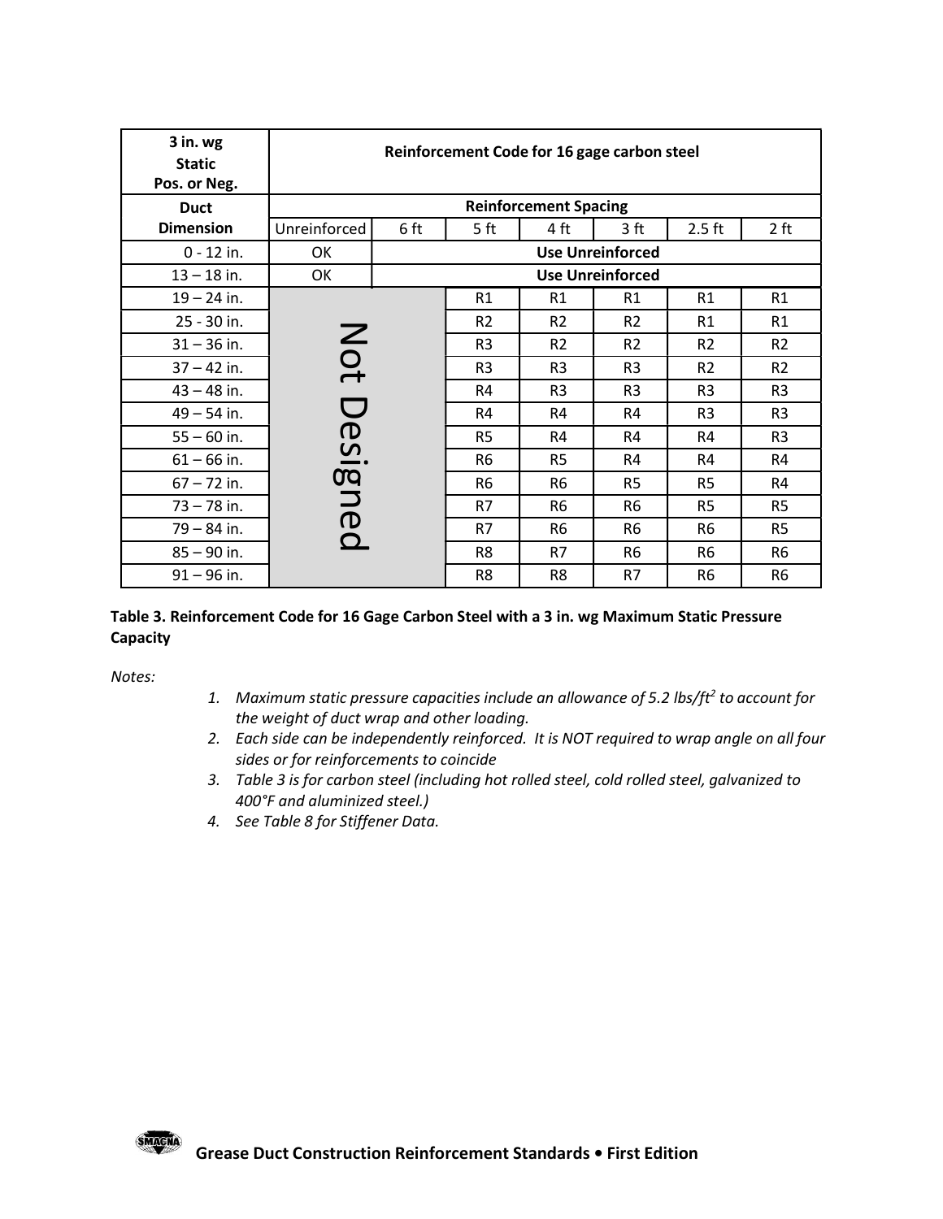| 3 in. wg Static Pos. or Neg. | Reinforcement Code for 16 gage carbon steel | | | | | | |
|---|---|---|---|---|---|---|---|
| Duct Dimension | Reinforcement Spacing | | | | | | |
| | Unreinforced | 6 ft | 5 ft | 4 ft | 3 ft | 2.5 ft | 2 ft |
| 0 - 12 in. | OK | Use Unreinforced | | | | | |
| 13 – 18 in. | OK | Use Unreinforced | | | | | |
| 19 – 24 in. | Not Designed | | R1 | R1 | R1 | R1 | R1 |
| 25 - 30 in. | | | R2 | R2 | R2 | R1 | R1 |
| 31 – 36 in. | | | R3 | R2 | R2 | R2 | R2 |
| 37 – 42 in. | | | R3 | R3 | R3 | R2 | R2 |
| 43 – 48 in. | | | R4 | R3 | R3 | R3 | R3 |
| 49 – 54 in. | | | R4 | R4 | R4 | R3 | R3 |
| 55 – 60 in. | | | R5 | R4 | R4 | R4 | R3 |
| 61 – 66 in. | | | R6 | R5 | R4 | R4 | R4 |
| 67 – 72 in. | | | R6 | R6 | R5 | R5 | R4 |
| 73 – 78 in. | | | R7 | R6 | R6 | R5 | R5 |
| 79 – 84 in. | | | R7 | R6 | R6 | R6 | R5 |
| 85 – 90 in. | | | R8 | R7 | R6 | R6 | R6 |
| 91 – 96 in. | | | R8 | R8 | R7 | R6 | R6 |

**Table 3. Reinforcement Code for 16 Gage Carbon Steel with a 3 in. wg Maximum Static Pressure Capacity**

*Notes:*

1. *Maximum static pressure capacities include an allowance of 5.2 lbs/ft$^2$ to account for the weight of duct wrap and other loading.*
2. *Each side can be independently reinforced. It is NOT required to wrap angle on all four sides or for reinforcements to coincide*
3. *Table 3 is for carbon steel (including hot rolled steel, cold rolled steel, galvanized to 400°F and aluminized steel.)*
4. *See Table 8 for Stiffener Data.*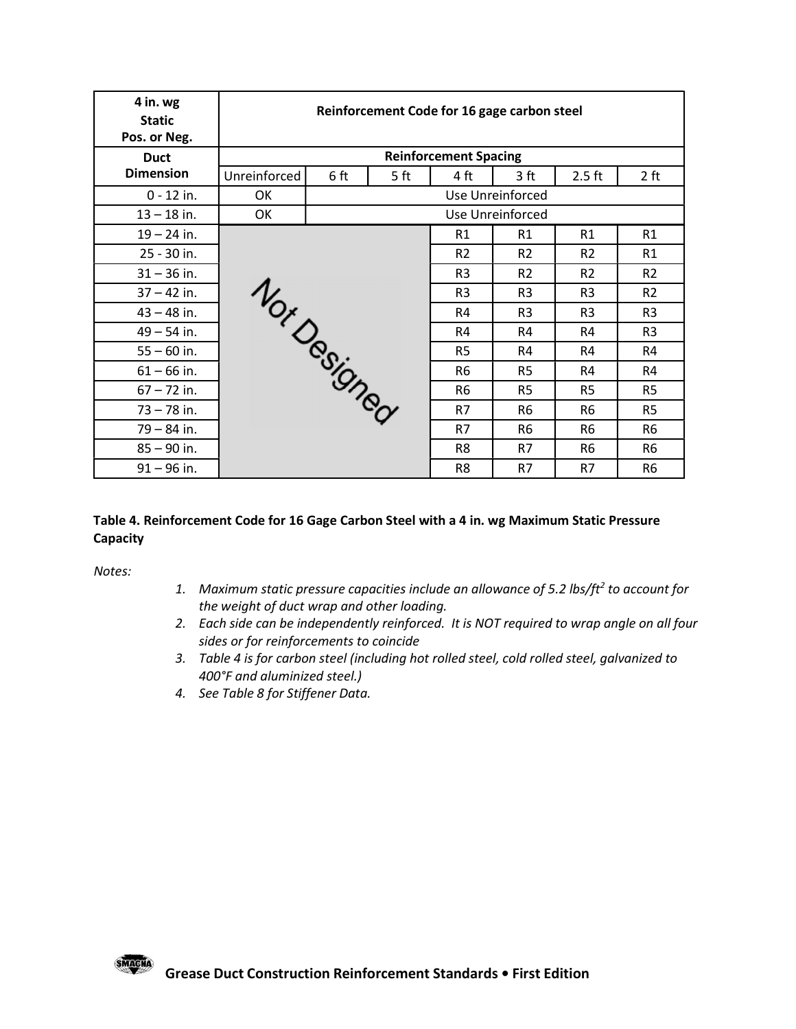| 4 in. wg Static Pos. or Neg. | Reinforcement Code for 16 gage carbon steel | | | | | | |
|---|---|---|---|---|---|---|---|
| Duct Dimension | Reinforcement Spacing | | | | | | |
| | Unreinforced | 6 ft | 5 ft | 4 ft | 3 ft | 2.5 ft | 2 ft |
| 0 - 12 in. | OK | Use Unreinforced | | | | | |
| 13 – 18 in. | OK | Use Unreinforced | | | | | |
| 19 – 24 in. | Not Designed | | | R1 | R1 | R1 | R1 |
| 25 - 30 in. | | | | R2 | R2 | R2 | R1 |
| 31 – 36 in. | | | | R3 | R2 | R2 | R2 |
| 37 – 42 in. | | | | R3 | R3 | R3 | R2 |
| 43 – 48 in. | | | | R4 | R3 | R3 | R3 |
| 49 – 54 in. | | | | R4 | R4 | R4 | R3 |
| 55 – 60 in. | | | | R5 | R4 | R4 | R4 |
| 61 – 66 in. | | | | R6 | R5 | R4 | R4 |
| 67 – 72 in. | | | | R6 | R5 | R5 | R5 |
| 73 – 78 in. | | | | R7 | R6 | R6 | R5 |
| 79 – 84 in. | | | | R7 | R6 | R6 | R6 |
| 85 – 90 in. | | | | R8 | R7 | R6 | R6 |
| 91 – 96 in. | | | | R8 | R7 | R7 | R6 |

**Table 4. Reinforcement Code for 16 Gage Carbon Steel with a 4 in. wg Maximum Static Pressure Capacity**

*Notes:*

1. *Maximum static pressure capacities include an allowance of 5.2 lbs/ft$^2$ to account for the weight of duct wrap and other loading.*
2. *Each side can be independently reinforced. It is NOT required to wrap angle on all four sides or for reinforcements to coincide*
3. *Table 4 is for carbon steel (including hot rolled steel, cold rolled steel, galvanized to 400°F and aluminized steel.)*
4. *See Table 8 for Stiffener Data.*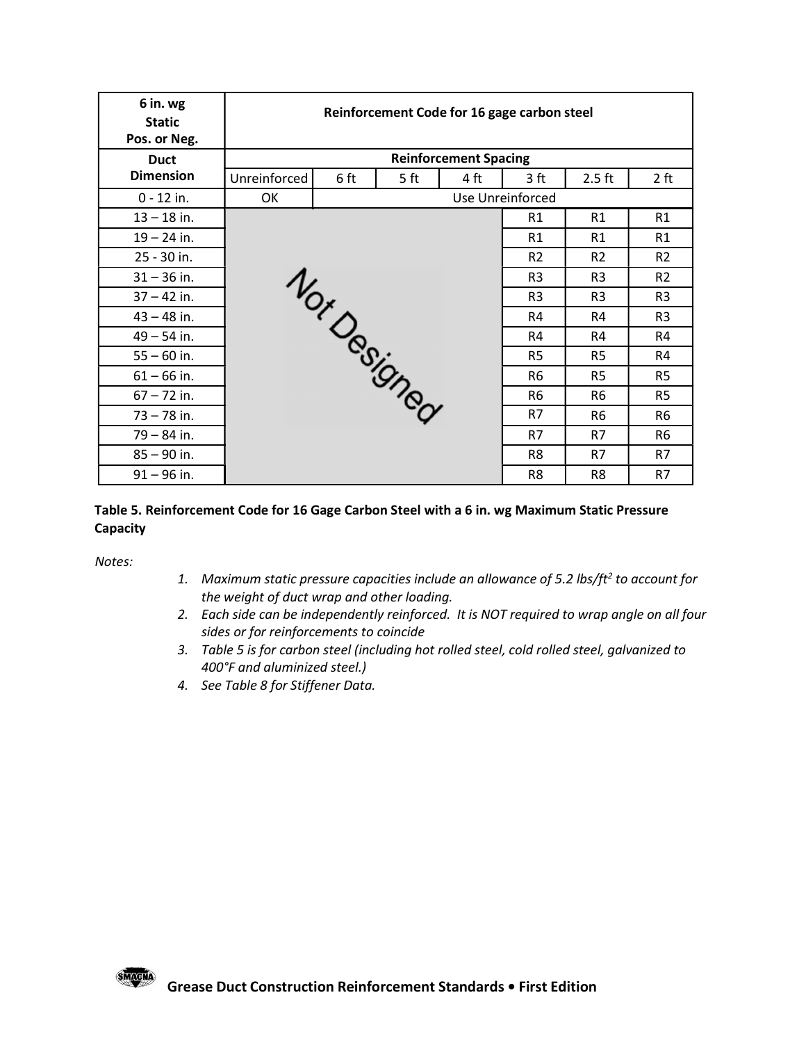| 6 in. wg Static Pos. or Neg. | Reinforcement Code for 16 gage carbon steel | | | | | | |
|---|---|---|---|---|---|---|---|
| Duct Dimension | Reinforcement Spacing | | | | | | |
| | Unreinforced | 6 ft | 5 ft | 4 ft | 3 ft | 2.5 ft | 2 ft |
| 0 - 12 in. | OK | Use Unreinforced | | | | | |
| 13 – 18 in. | Not Designed | | | | R1 | R1 | R1 |
| 19 – 24 in. | | | | | R1 | R1 | R1 |
| 25 - 30 in. | | | | | R2 | R2 | R2 |
| 31 – 36 in. | | | | | R3 | R3 | R2 |
| 37 – 42 in. | | | | | R3 | R3 | R3 |
| 43 – 48 in. | | | | | R4 | R4 | R3 |
| 49 – 54 in. | | | | | R4 | R4 | R4 |
| 55 – 60 in. | | | | | R5 | R5 | R4 |
| 61 – 66 in. | | | | | R6 | R5 | R5 |
| 67 – 72 in. | | | | | R6 | R6 | R5 |
| 73 – 78 in. | | | | | R7 | R6 | R6 |
| 79 – 84 in. | | | | | R7 | R7 | R6 |
| 85 – 90 in. | | | | | R8 | R7 | R7 |
| 91 – 96 in. | | | | | R8 | R8 | R7 |

**Table 5. Reinforcement Code for 16 Gage Carbon Steel with a 6 in. wg Maximum Static Pressure Capacity**

*Notes:*

1. *Maximum static pressure capacities include an allowance of 5.2 lbs/ft$^2$ to account for the weight of duct wrap and other loading.*
2. *Each side can be independently reinforced. It is NOT required to wrap angle on all four sides or for reinforcements to coincide*
3. *Table 5 is for carbon steel (including hot rolled steel, cold rolled steel, galvanized to 400°F and aluminized steel.)*
4. *See Table 8 for Stiffener Data.*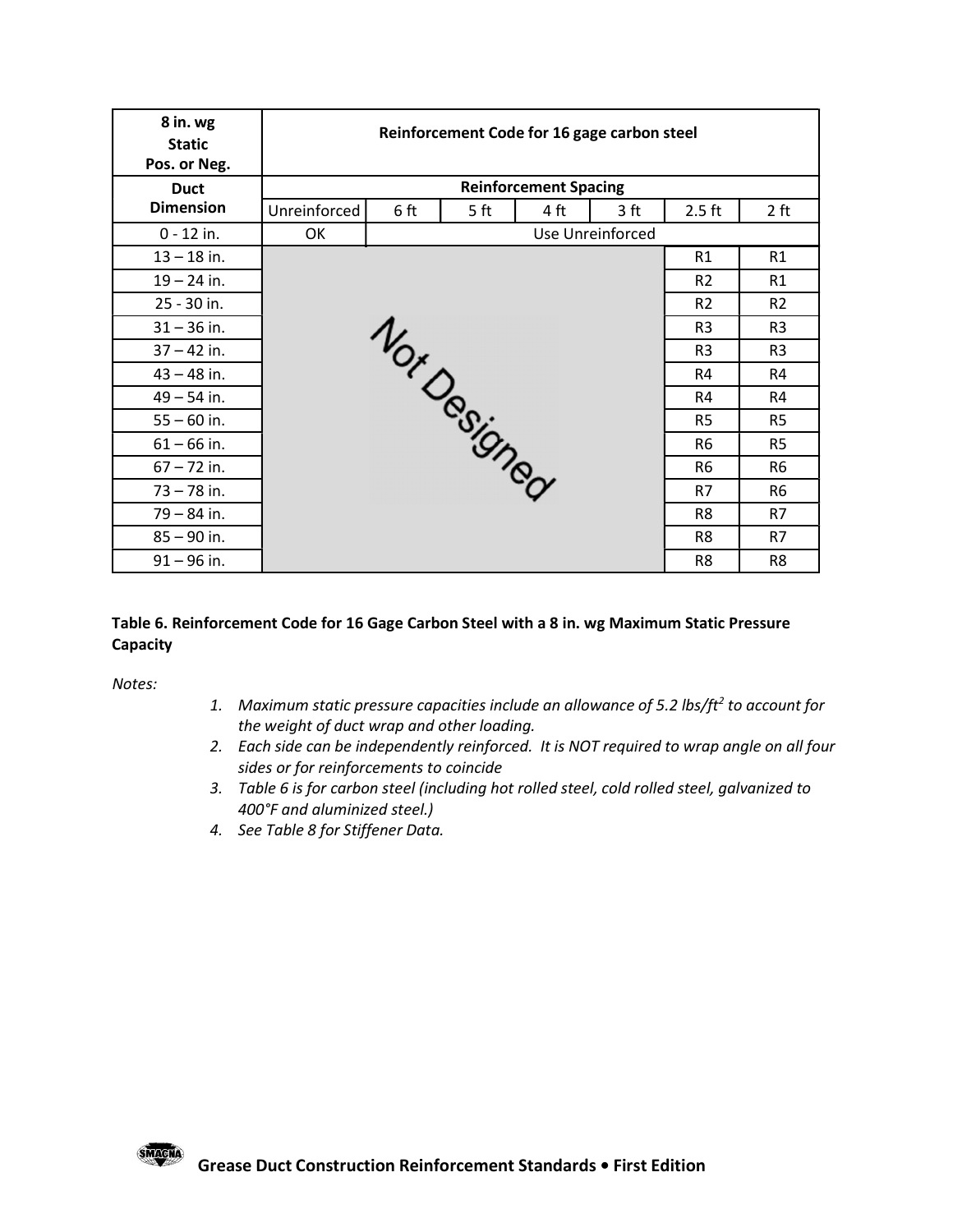| 8 in. wg Static Pos. or Neg. | Reinforcement Code for 16 gage carbon steel | | | | | | |
|---|---|---|---|---|---|---|---|
| Duct Dimension | Reinforcement Spacing | | | | | | |
| | Unreinforced | 6 ft | 5 ft | 4 ft | 3 ft | 2.5 ft | 2 ft |
| 0 - 12 in. | OK | Use Unreinforced | | | | | |
| 13 – 18 in. | Not Designed | | | | | R1 | R1 |
| 19 – 24 in. | | | | | | R2 | R1 |
| 25 - 30 in. | | | | | | R2 | R2 |
| 31 – 36 in. | | | | | | R3 | R3 |
| 37 – 42 in. | | | | | | R3 | R3 |
| 43 – 48 in. | | | | | | R4 | R4 |
| 49 – 54 in. | | | | | | R4 | R4 |
| 55 – 60 in. | | | | | | R5 | R5 |
| 61 – 66 in. | | | | | | R6 | R5 |
| 67 – 72 in. | | | | | | R6 | R6 |
| 73 – 78 in. | | | | | | R7 | R6 |
| 79 – 84 in. | | | | | | R8 | R7 |
| 85 – 90 in. | | | | | | R8 | R7 |
| 91 – 96 in. | | | | | | R8 | R8 |

**Table 6. Reinforcement Code for 16 Gage Carbon Steel with a 8 in. wg Maximum Static Pressure Capacity**

*Notes:*

1. *Maximum static pressure capacities include an allowance of 5.2 lbs/ft$^2$ to account for the weight of duct wrap and other loading.*
2. *Each side can be independently reinforced. It is NOT required to wrap angle on all four sides or for reinforcements to coincide*
3. *Table 6 is for carbon steel (including hot rolled steel, cold rolled steel, galvanized to 400°F and aluminized steel.)*
4. *See Table 8 for Stiffener Data.*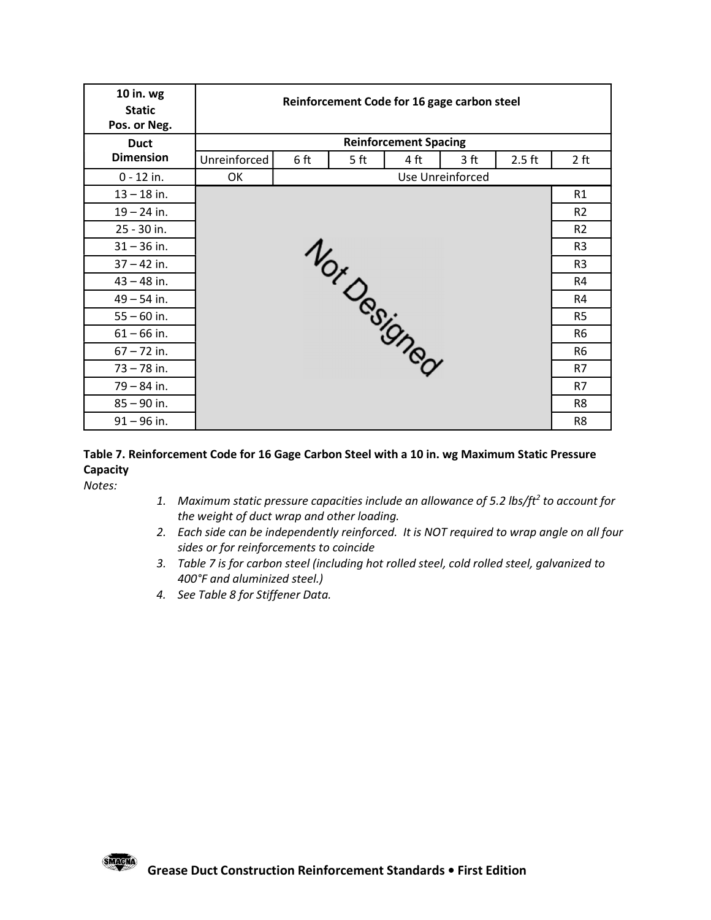| 10 in. wg Static Pos. or Neg. | Reinforcement Code for 16 gage carbon steel | | | | | | |
|---|---|---|---|---|---|---|---|
| Duct Dimension | Reinforcement Spacing | | | | | | |
| | Unreinforced | 6 ft | 5 ft | 4 ft | 3 ft | 2.5 ft | 2 ft |
| 0 - 12 in. | OK | Use Unreinforced | | | | | |
| 13 – 18 in. | Not Designed | | | | | | R1 |
| 19 – 24 in. | | | | | | | R2 |
| 25 - 30 in. | | | | | | | R2 |
| 31 – 36 in. | | | | | | | R3 |
| 37 – 42 in. | | | | | | | R3 |
| 43 – 48 in. | | | | | | | R4 |
| 49 – 54 in. | | | | | | | R4 |
| 55 – 60 in. | | | | | | | R5 |
| 61 – 66 in. | | | | | | | R6 |
| 67 – 72 in. | | | | | | | R6 |
| 73 – 78 in. | | | | | | | R7 |
| 79 – 84 in. | | | | | | | R7 |
| 85 – 90 in. | | | | | | | R8 |
| 91 – 96 in. | | | | | | | R8 |

**Table 7. Reinforcement Code for 16 Gage Carbon Steel with a 10 in. wg Maximum Static Pressure Capacity**

*Notes:*

1. *Maximum static pressure capacities include an allowance of 5.2 lbs/ft$^2$ to account for the weight of duct wrap and other loading.*
2. *Each side can be independently reinforced. It is NOT required to wrap angle on all four sides or for reinforcements to coincide*
3. *Table 7 is for carbon steel (including hot rolled steel, cold rolled steel, galvanized to 400°F and aluminized steel.)*
4. *See Table 8 for Stiffener Data.*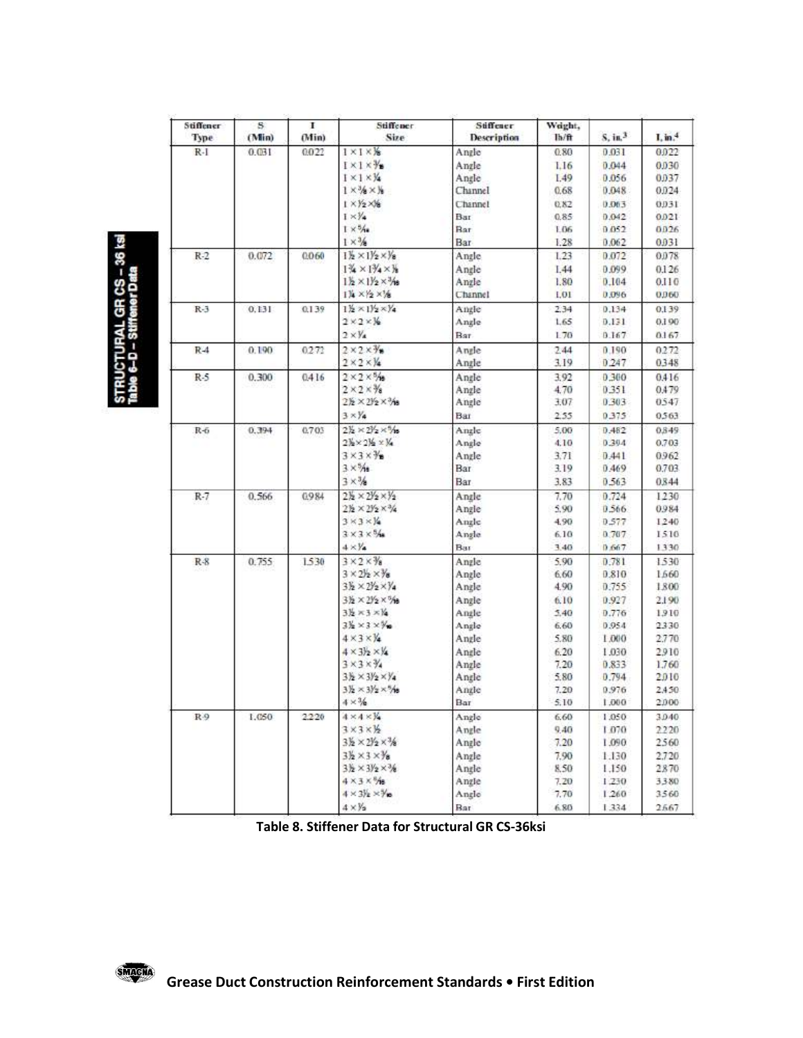STRUCTURAL GR CS – 36 ksi
Table 6–D – Stiffener Data

| Stiffener Type | S (Min) | I (Min) | Stiffener Size | Stiffener Description | Weight, lb/ft | S, in.$^3$ | I, in.$^4$ |
|---|---|---|---|---|---|---|---|
| R-1 | 0.031 | 0.022 | 1 × 1 × ⅛ | Angle | 0.80 | 0.031 | 0.022 |
| | | | 1 × 1 × 3/16 | Angle | 1.16 | 0.044 | 0.030 |
| | | | 1 × 1 × ¼ | Angle | 1.49 | 0.056 | 0.037 |
| | | | 1 × ⅜ × ⅛ | Channel | 0.68 | 0.048 | 0.024 |
| | | | 1 × ½ × ⅛ | Channel | 0.82 | 0.063 | 0.031 |
| | | | 1 × ¼ | Bar | 0.85 | 0.042 | 0.021 |
| | | | 1 × 5/16 | Bar | 1.06 | 0.052 | 0.026 |
| | | | 1 × ⅜ | Bar | 1.28 | 0.062 | 0.031 |
| R-2 | 0.072 | 0.060 | 1½ × 1½ × ⅛ | Angle | 1.23 | 0.072 | 0.078 |
| | | | 1¾ × 1¾ × ⅛ | Angle | 1.44 | 0.099 | 0.126 |
| | | | 1½ × 1½ × 3/16 | Angle | 1.80 | 0.104 | 0.110 |
| | | | 1¼ × ½ × ⅛ | Channel | 1.01 | 0.096 | 0.060 |
| R-3 | 0.131 | 0.139 | 1½ × 1½ × ¼ | Angle | 2.34 | 0.134 | 0.139 |
| | | | 2 × 2 × ⅛ | Angle | 1.65 | 0.131 | 0.190 |
| | | | 2 × ¼ | Bar | 1.70 | 0.167 | 0.167 |
| R-4 | 0.190 | 0.272 | 2 × 2 × 3/16 | Angle | 2.44 | 0.190 | 0.272 |
| | | | 2 × 2 × ¼ | Angle | 3.19 | 0.247 | 0.348 |
| R-5 | 0.300 | 0.416 | 2 × 2 × 5/16 | Angle | 3.92 | 0.300 | 0.416 |
| | | | 2 × 2 × ⅜ | Angle | 4.70 | 0.351 | 0.479 |
| | | | 2½ × 2½ × 3/16 | Angle | 3.07 | 0.303 | 0.547 |
| | | | 3 × ¼ | Bar | 2.55 | 0.375 | 0.563 |
| R-6 | 0.394 | 0.703 | 2½ × 2½ × 5/16 | Angle | 5.00 | 0.482 | 0.849 |
| | | | 2½ × 2½ × ¼ | Angle | 4.10 | 0.394 | 0.703 |
| | | | 3 × 3 × 3/16 | Angle | 3.71 | 0.441 | 0.962 |
| | | | 3 × 5/16 | Bar | 3.19 | 0.469 | 0.703 |
| | | | 3 × ⅜ | Bar | 3.83 | 0.563 | 0.844 |
| R-7 | 0.566 | 0.984 | 2½ × 2½ × ½ | Angle | 7.70 | 0.724 | 1.230 |
| | | | 2½ × 2½ × ⅜ | Angle | 5.90 | 0.566 | 0.984 |
| | | | 3 × 3 × ¼ | Angle | 4.90 | 0.577 | 1.240 |
| | | | 3 × 3 × 5/16 | Angle | 6.10 | 0.707 | 1.510 |
| | | | 4 × ¼ | Bar | 3.40 | 0.667 | 1.330 |
| R-8 | 0.755 | 1.530 | 3 × 2 × ⅜ | Angle | 5.90 | 0.781 | 1.530 |
| | | | 3 × 2½ × ⅜ | Angle | 6.60 | 0.810 | 1.660 |
| | | | 3½ × 2½ × ¼ | Angle | 4.90 | 0.755 | 1.800 |
| | | | 3½ × 2½ × 5/16 | Angle | 6.10 | 0.927 | 2.190 |
| | | | 3½ × 3 × ¼ | Angle | 5.40 | 0.776 | 1.910 |
| | | | 3½ × 3 × 5/16 | Angle | 6.60 | 0.954 | 2.330 |
| | | | 4 × 3 × ¼ | Angle | 5.80 | 1.000 | 2.770 |
| | | | 4 × 3½ × ¼ | Angle | 6.20 | 1.030 | 2.910 |
| | | | 3 × 3 × ⅜ | Angle | 7.20 | 0.833 | 1.760 |
| | | | 3½ × 3½ × ¼ | Angle | 5.80 | 0.794 | 2.010 |
| | | | 3½ × 3½ × 5/16 | Angle | 7.20 | 0.976 | 2.450 |
| | | | 4 × ⅜ | Bar | 5.10 | 1.000 | 2.000 |
| R-9 | 1.050 | 2.220 | 4 × 4 × ¼ | Angle | 6.60 | 1.050 | 3.040 |
| | | | 3 × 3 × ½ | Angle | 9.40 | 1.070 | 2.220 |
| | | | 3½ × 2½ × ⅜ | Angle | 7.20 | 1.090 | 2.560 |
| | | | 3½ × 3 × ⅜ | Angle | 7.90 | 1.130 | 2.720 |
| | | | 3½ × 3½ × ⅜ | Angle | 8.50 | 1.150 | 2.870 |
| | | | 4 × 3 × 5/16 | Angle | 7.20 | 1.230 | 3.380 |
| | | | 4 × 3½ × 5/16 | Angle | 7.70 | 1.260 | 3.560 |
| | | | 4 × ½ | Bar | 6.80 | 1.334 | 2.667 |

**Table 8. Stiffener Data for Structural GR CS-36ksi**

**Grease Duct Construction Reinforcement Standards • First Edition**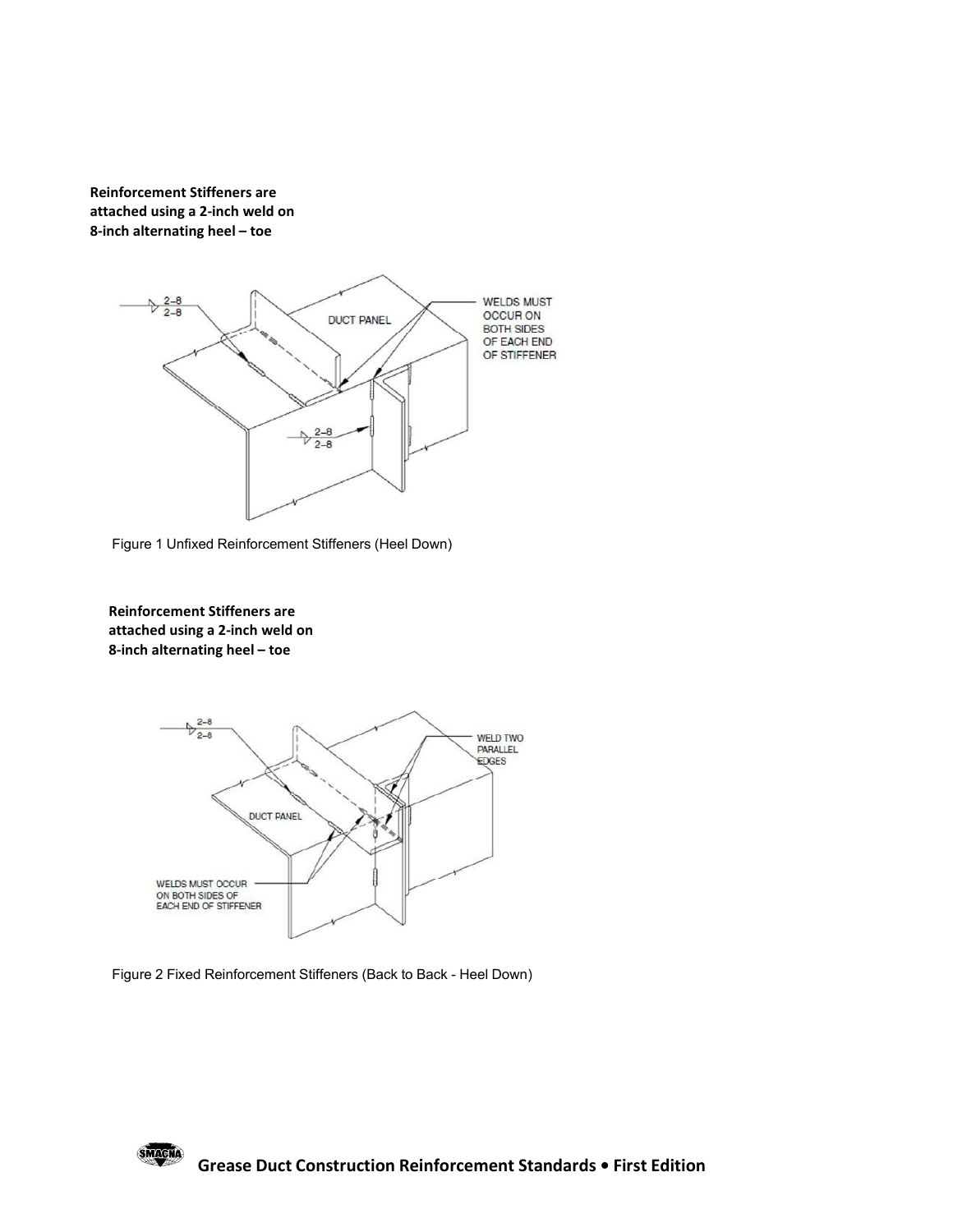**Reinforcement Stiffeners are attached using a 2-inch weld on 8-inch alternating heel – toe**

Figure 1 Unfixed Reinforcement Stiffeners (Heel Down)

**Reinforcement Stiffeners are attached using a 2-inch weld on 8-inch alternating heel – toe**

Figure 2 Fixed Reinforcement Stiffeners (Back to Back - Heel Down)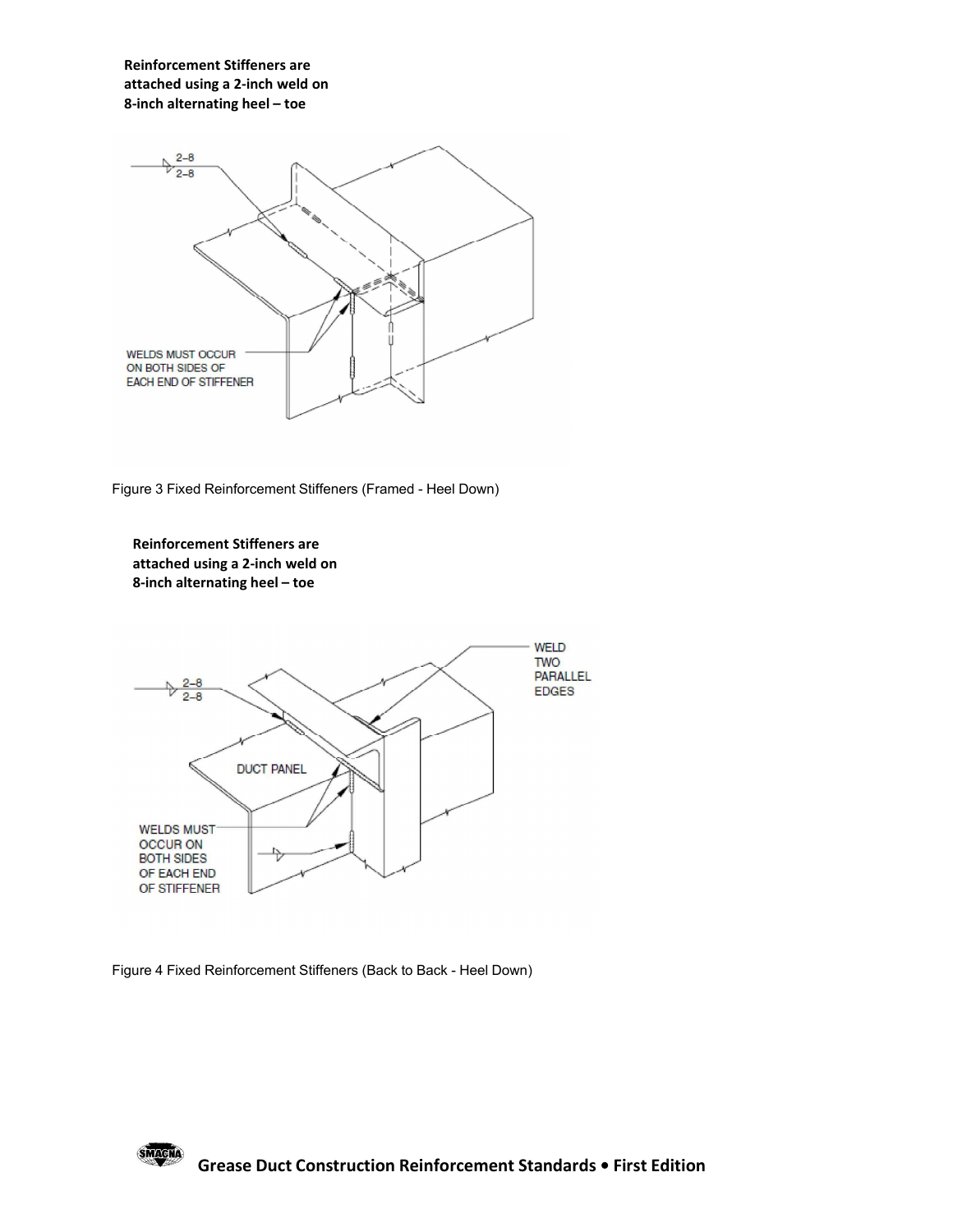**Reinforcement Stiffeners are attached using a 2-inch weld on 8-inch alternating heel – toe**

Figure 3 Fixed Reinforcement Stiffeners (Framed - Heel Down)

**Reinforcement Stiffeners are attached using a 2-inch weld on 8-inch alternating heel – toe**

Figure 4 Fixed Reinforcement Stiffeners (Back to Back - Heel Down)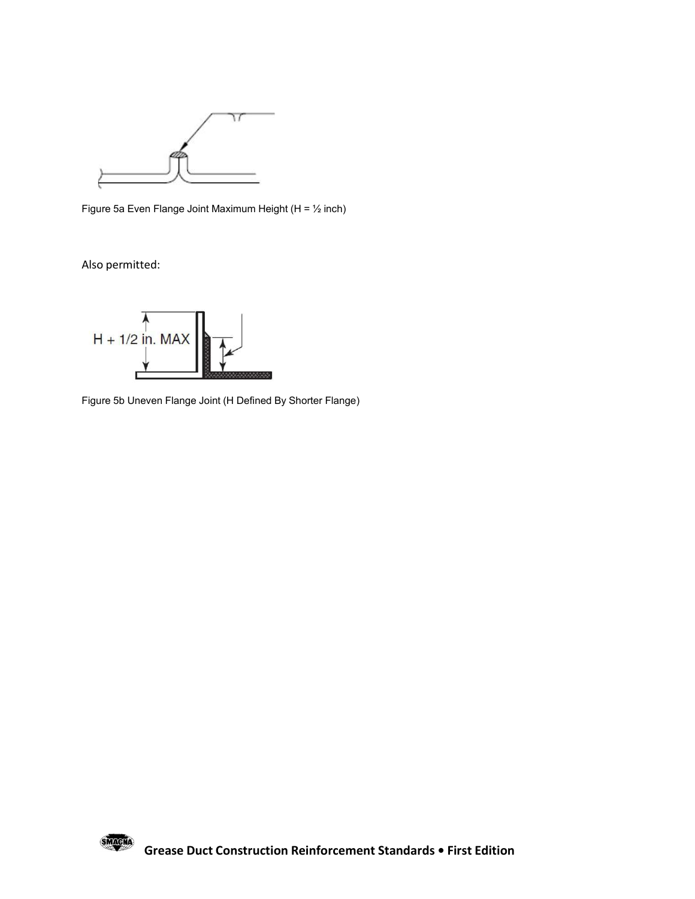Figure 5a Even Flange Joint Maximum Height (H = ½ inch)

Also permitted:

H + 1/2 in. MAX

Figure 5b Uneven Flange Joint (H Defined By Shorter Flange)